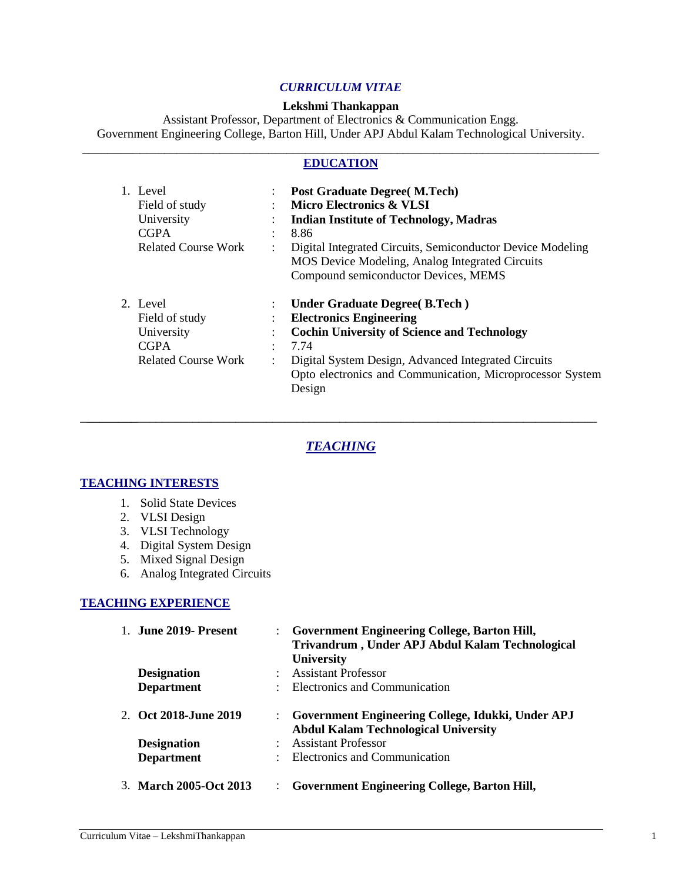# *CURRICULUM VITAE*

**Lekshmi Thankappan**

Assistant Professor, Department of Electronics & Communication Engg.
Government Engineering College, Barton Hill, Under APJ Abdul Kalam Technological University.

## EDUCATION

1. Level : **Post Graduate Degree( M.Tech)**
   Field of study : **Micro Electronics & VLSI**
   University : **Indian Institute of Technology, Madras**
   CGPA : 8.86
   Related Course Work : Digital Integrated Circuits, Semiconductor Device Modeling MOS Device Modeling, Analog Integrated Circuits Compound semiconductor Devices, MEMS

2. Level : **Under Graduate Degree( B.Tech )**
   Field of study : **Electronics Engineering**
   University : **Cochin University of Science and Technology**
   CGPA : 7.74
   Related Course Work : Digital System Design, Advanced Integrated Circuits Opto electronics and Communication, Microprocessor System Design

## *TEACHING*

### TEACHING INTERESTS

1. Solid State Devices
2. VLSI Design
3. VLSI Technology
4. Digital System Design
5. Mixed Signal Design
6. Analog Integrated Circuits

### TEACHING EXPERIENCE

1. **June 2019- Present** : **Government Engineering College, Barton Hill, Trivandrum , Under APJ Abdul Kalam Technological University**
   **Designation** : Assistant Professor
   **Department** : Electronics and Communication

2. **Oct 2018-June 2019** : **Government Engineering College, Idukki, Under APJ Abdul Kalam Technological University**
   **Designation** : Assistant Professor
   **Department** : Electronics and Communication

3. **March 2005-Oct 2013** : **Government Engineering College, Barton Hill,**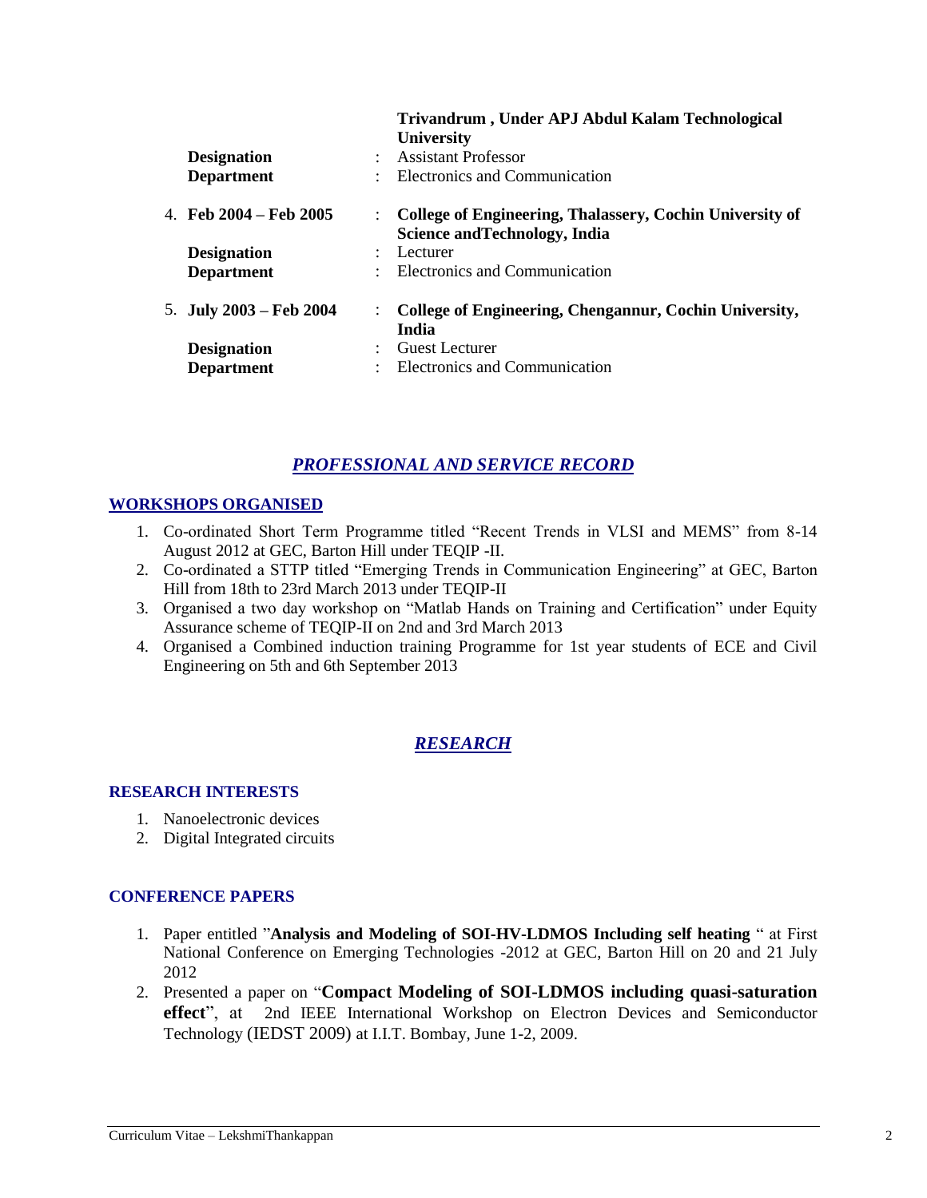**Trivandrum , Under APJ Abdul Kalam Technological University**

**Designation** : Assistant Professor
**Department** : Electronics and Communication

4. **Feb 2004 – Feb 2005** : **College of Engineering, Thalassery, Cochin University of Science andTechnology, India**

**Designation** : Lecturer
**Department** : Electronics and Communication

5. **July 2003 – Feb 2004** : **College of Engineering, Chengannur, Cochin University, India**

**Designation** : Guest Lecturer
**Department** : Electronics and Communication

## *PROFESSIONAL AND SERVICE RECORD*

### WORKSHOPS ORGANISED

1. Co-ordinated Short Term Programme titled "Recent Trends in VLSI and MEMS" from 8-14 August 2012 at GEC, Barton Hill under TEQIP -II.
2. Co-ordinated a STTP titled "Emerging Trends in Communication Engineering" at GEC, Barton Hill from 18th to 23rd March 2013 under TEQIP-II
3. Organised a two day workshop on "Matlab Hands on Training and Certification" under Equity Assurance scheme of TEQIP-II on 2nd and 3rd March 2013
4. Organised a Combined induction training Programme for 1st year students of ECE and Civil Engineering on 5th and 6th September 2013

## *RESEARCH*

### RESEARCH INTERESTS

1. Nanoelectronic devices
2. Digital Integrated circuits

### CONFERENCE PAPERS

1. Paper entitled "**Analysis and Modeling of SOI-HV-LDMOS Including self heating** " at First National Conference on Emerging Technologies -2012 at GEC, Barton Hill on 20 and 21 July 2012
2. Presented a paper on "**Compact Modeling of SOI-LDMOS including quasi-saturation effect**", at 2nd IEEE International Workshop on Electron Devices and Semiconductor Technology (IEDST 2009) at I.I.T. Bombay, June 1-2, 2009.